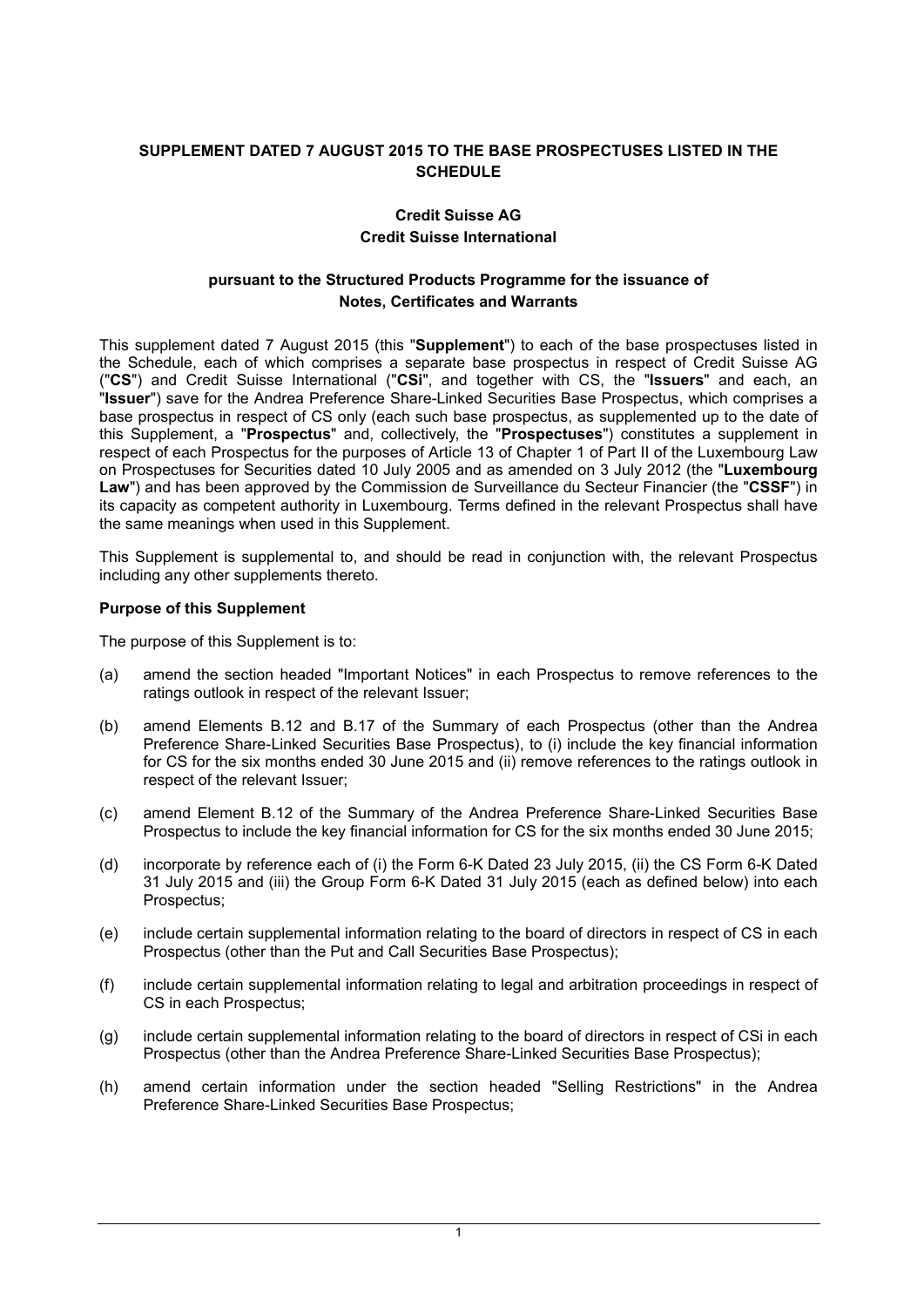**SUPPLEMENT DATED 7 AUGUST 2015 TO THE BASE PROSPECTUSES LISTED IN THE SCHEDULE**

**Credit Suisse AG**
**Credit Suisse International**

**pursuant to the Structured Products Programme for the issuance of Notes, Certificates and Warrants**

This supplement dated 7 August 2015 (this "**Supplement**") to each of the base prospectuses listed in the Schedule, each of which comprises a separate base prospectus in respect of Credit Suisse AG ("**CS**") and Credit Suisse International ("**CSi**", and together with CS, the "**Issuers**" and each, an "**Issuer**") save for the Andrea Preference Share-Linked Securities Base Prospectus, which comprises a base prospectus in respect of CS only (each such base prospectus, as supplemented up to the date of this Supplement, a "**Prospectus**" and, collectively, the "**Prospectuses**") constitutes a supplement in respect of each Prospectus for the purposes of Article 13 of Chapter 1 of Part II of the Luxembourg Law on Prospectuses for Securities dated 10 July 2005 and as amended on 3 July 2012 (the "**Luxembourg Law**") and has been approved by the Commission de Surveillance du Secteur Financier (the "**CSSF**") in its capacity as competent authority in Luxembourg. Terms defined in the relevant Prospectus shall have the same meanings when used in this Supplement.

This Supplement is supplemental to, and should be read in conjunction with, the relevant Prospectus including any other supplements thereto.

**Purpose of this Supplement**

The purpose of this Supplement is to:

(a) amend the section headed "Important Notices" in each Prospectus to remove references to the ratings outlook in respect of the relevant Issuer;

(b) amend Elements B.12 and B.17 of the Summary of each Prospectus (other than the Andrea Preference Share-Linked Securities Base Prospectus), to (i) include the key financial information for CS for the six months ended 30 June 2015 and (ii) remove references to the ratings outlook in respect of the relevant Issuer;

(c) amend Element B.12 of the Summary of the Andrea Preference Share-Linked Securities Base Prospectus to include the key financial information for CS for the six months ended 30 June 2015;

(d) incorporate by reference each of (i) the Form 6-K Dated 23 July 2015, (ii) the CS Form 6-K Dated 31 July 2015 and (iii) the Group Form 6-K Dated 31 July 2015 (each as defined below) into each Prospectus;

(e) include certain supplemental information relating to the board of directors in respect of CS in each Prospectus (other than the Put and Call Securities Base Prospectus);

(f) include certain supplemental information relating to legal and arbitration proceedings in respect of CS in each Prospectus;

(g) include certain supplemental information relating to the board of directors in respect of CSi in each Prospectus (other than the Andrea Preference Share-Linked Securities Base Prospectus);

(h) amend certain information under the section headed "Selling Restrictions" in the Andrea Preference Share-Linked Securities Base Prospectus;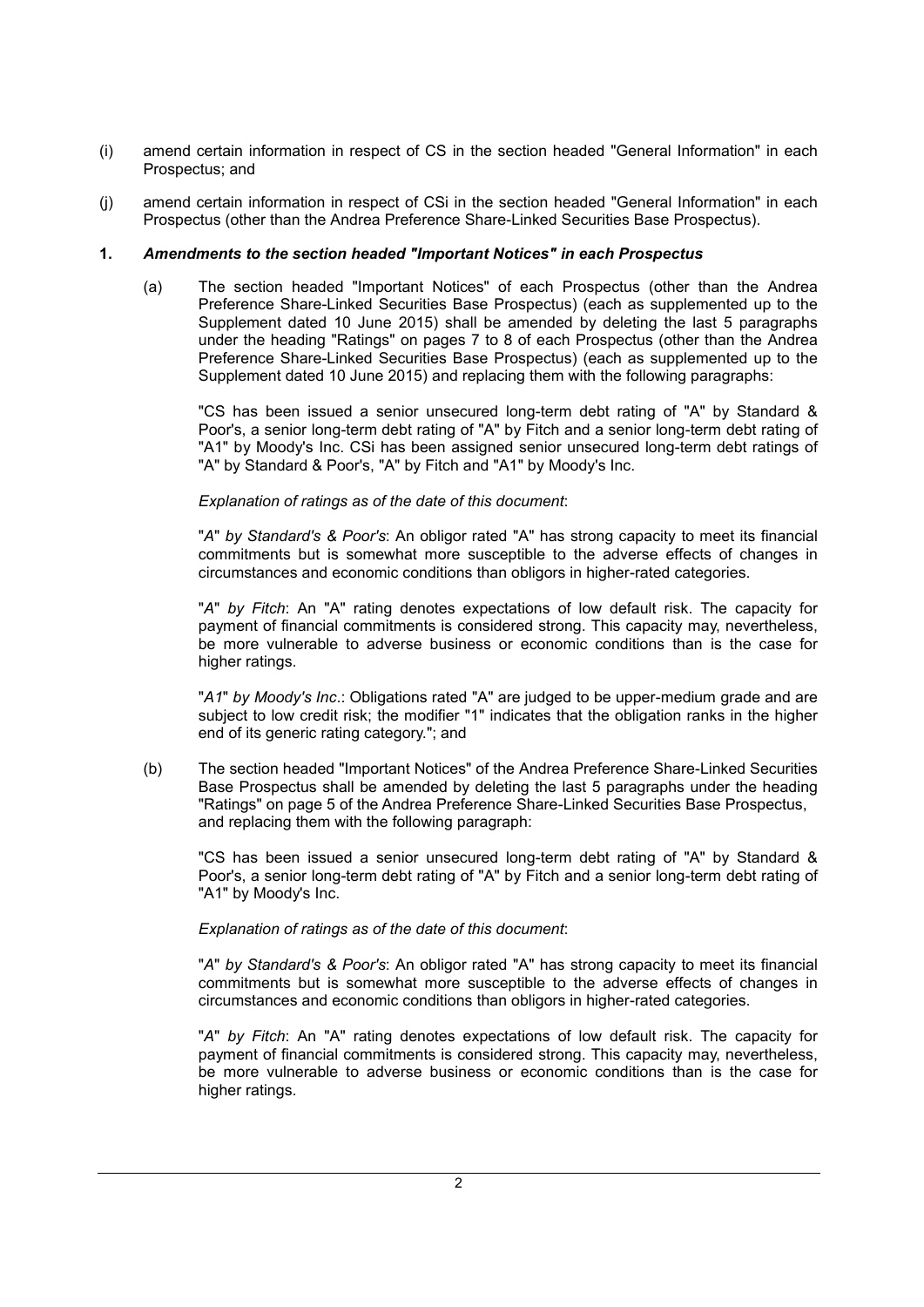(i) amend certain information in respect of CS in the section headed "General Information" in each Prospectus; and

(j) amend certain information in respect of CSi in the section headed "General Information" in each Prospectus (other than the Andrea Preference Share-Linked Securities Base Prospectus).

## 1. *Amendments to the section headed "Important Notices" in each Prospectus*

(a) The section headed "Important Notices" of each Prospectus (other than the Andrea Preference Share-Linked Securities Base Prospectus) (each as supplemented up to the Supplement dated 10 June 2015) shall be amended by deleting the last 5 paragraphs under the heading "Ratings" on pages 7 to 8 of each Prospectus (other than the Andrea Preference Share-Linked Securities Base Prospectus) (each as supplemented up to the Supplement dated 10 June 2015) and replacing them with the following paragraphs:

"CS has been issued a senior unsecured long-term debt rating of "A" by Standard & Poor's, a senior long-term debt rating of "A" by Fitch and a senior long-term debt rating of "A1" by Moody's Inc. CSi has been assigned senior unsecured long-term debt ratings of "A" by Standard & Poor's, "A" by Fitch and "A1" by Moody's Inc.

*Explanation of ratings as of the date of this document*:

"*A*" *by Standard's & Poor's*: An obligor rated "A" has strong capacity to meet its financial commitments but is somewhat more susceptible to the adverse effects of changes in circumstances and economic conditions than obligors in higher-rated categories.

"*A*" *by Fitch*: An "A" rating denotes expectations of low default risk. The capacity for payment of financial commitments is considered strong. This capacity may, nevertheless, be more vulnerable to adverse business or economic conditions than is the case for higher ratings.

"*A1*" *by Moody's Inc*.: Obligations rated "A" are judged to be upper-medium grade and are subject to low credit risk; the modifier "1" indicates that the obligation ranks in the higher end of its generic rating category."; and

(b) The section headed "Important Notices" of the Andrea Preference Share-Linked Securities Base Prospectus shall be amended by deleting the last 5 paragraphs under the heading "Ratings" on page 5 of the Andrea Preference Share-Linked Securities Base Prospectus, and replacing them with the following paragraph:

"CS has been issued a senior unsecured long-term debt rating of "A" by Standard & Poor's, a senior long-term debt rating of "A" by Fitch and a senior long-term debt rating of "A1" by Moody's Inc.

*Explanation of ratings as of the date of this document*:

"*A*" *by Standard's & Poor's*: An obligor rated "A" has strong capacity to meet its financial commitments but is somewhat more susceptible to the adverse effects of changes in circumstances and economic conditions than obligors in higher-rated categories.

"*A*" *by Fitch*: An "A" rating denotes expectations of low default risk. The capacity for payment of financial commitments is considered strong. This capacity may, nevertheless, be more vulnerable to adverse business or economic conditions than is the case for higher ratings.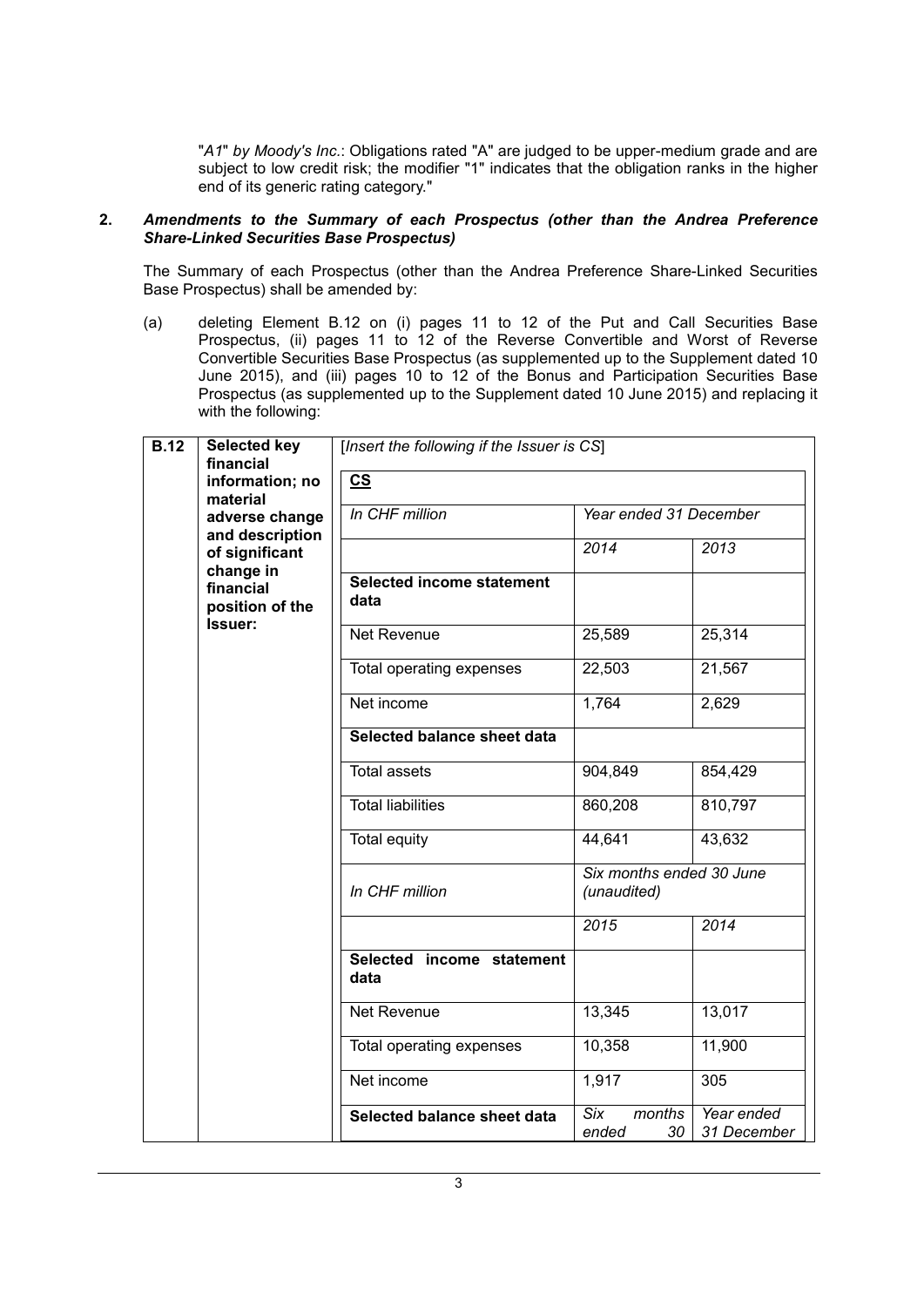"*A1*" *by Moody's Inc.*: Obligations rated "A" are judged to be upper-medium grade and are subject to low credit risk; the modifier "1" indicates that the obligation ranks in the higher end of its generic rating category."

**2. *Amendments to the Summary of each Prospectus (other than the Andrea Preference Share-Linked Securities Base Prospectus)***

The Summary of each Prospectus (other than the Andrea Preference Share-Linked Securities Base Prospectus) shall be amended by:

(a) deleting Element B.12 on (i) pages 11 to 12 of the Put and Call Securities Base Prospectus, (ii) pages 11 to 12 of the Reverse Convertible and Worst of Reverse Convertible Securities Base Prospectus (as supplemented up to the Supplement dated 10 June 2015), and (iii) pages 10 to 12 of the Bonus and Participation Securities Base Prospectus (as supplemented up to the Supplement dated 10 June 2015) and replacing it with the following:

| | | | | |
|---|---|---|---|---|
| **B.12** | **Selected key financial information; no material adverse change and description of significant change in financial position of the Issuer:** | [*Insert the following if the Issuer is CS*] | | |
| | | **CS** | | |
| | | *In CHF million* | *Year ended 31 December* | |
| | | | *2014* | *2013* |
| | | **Selected income statement data** | | |
| | | Net Revenue | 25,589 | 25,314 |
| | | Total operating expenses | 22,503 | 21,567 |
| | | Net income | 1,764 | 2,629 |
| | | **Selected balance sheet data** | | |
| | | Total assets | 904,849 | 854,429 |
| | | Total liabilities | 860,208 | 810,797 |
| | | Total equity | 44,641 | 43,632 |
| | | *In CHF million* | *Six months ended 30 June (unaudited)* | |
| | | | *2015* | *2014* |
| | | **Selected income statement data** | | |
| | | Net Revenue | 13,345 | 13,017 |
| | | Total operating expenses | 10,358 | 11,900 |
| | | Net income | 1,917 | 305 |
| | | **Selected balance sheet data** | *Six months ended 30* | *Year ended 31 December* |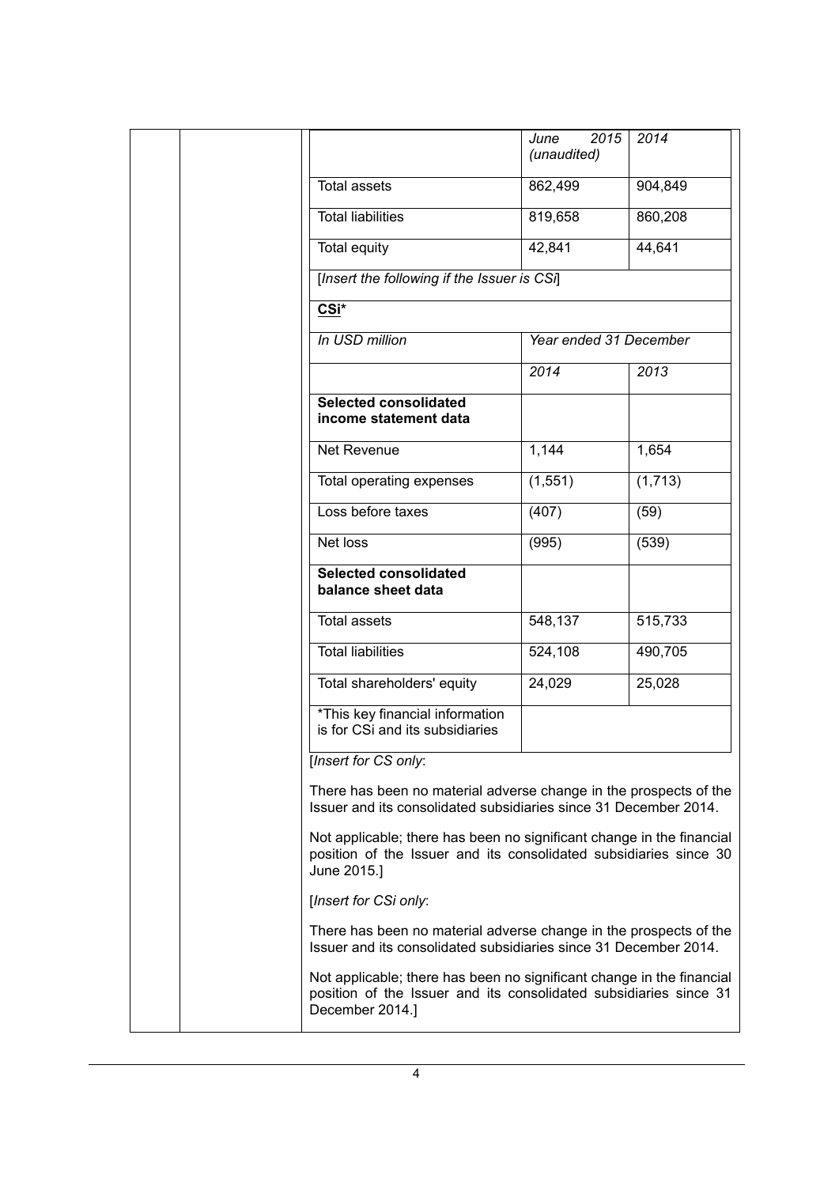| | June 2015 (unaudited) | 2014 |
|---|---|---|
| Total assets | 862,499 | 904,849 |
| Total liabilities | 819,658 | 860,208 |
| Total equity | 42,841 | 44,641 |

[*Insert the following if the Issuer is CSi*]

| **CSi*** | | |
|---|---|---|
| *In USD million* | *Year ended 31 December* | |
| | *2014* | *2013* |
| **Selected consolidated income statement data** | | |
| Net Revenue | 1,144 | 1,654 |
| Total operating expenses | (1,551) | (1,713) |
| Loss before taxes | (407) | (59) |
| Net loss | (995) | (539) |
| **Selected consolidated balance sheet data** | | |
| Total assets | 548,137 | 515,733 |
| Total liabilities | 524,108 | 490,705 |
| Total shareholders' equity | 24,029 | 25,028 |
| *This key financial information is for CSi and its subsidiaries | | |

[*Insert for CS only*:

There has been no material adverse change in the prospects of the Issuer and its consolidated subsidiaries since 31 December 2014.

Not applicable; there has been no significant change in the financial position of the Issuer and its consolidated subsidiaries since 30 June 2015.]

[*Insert for CSi only*:

There has been no material adverse change in the prospects of the Issuer and its consolidated subsidiaries since 31 December 2014.

Not applicable; there has been no significant change in the financial position of the Issuer and its consolidated subsidiaries since 31 December 2014.]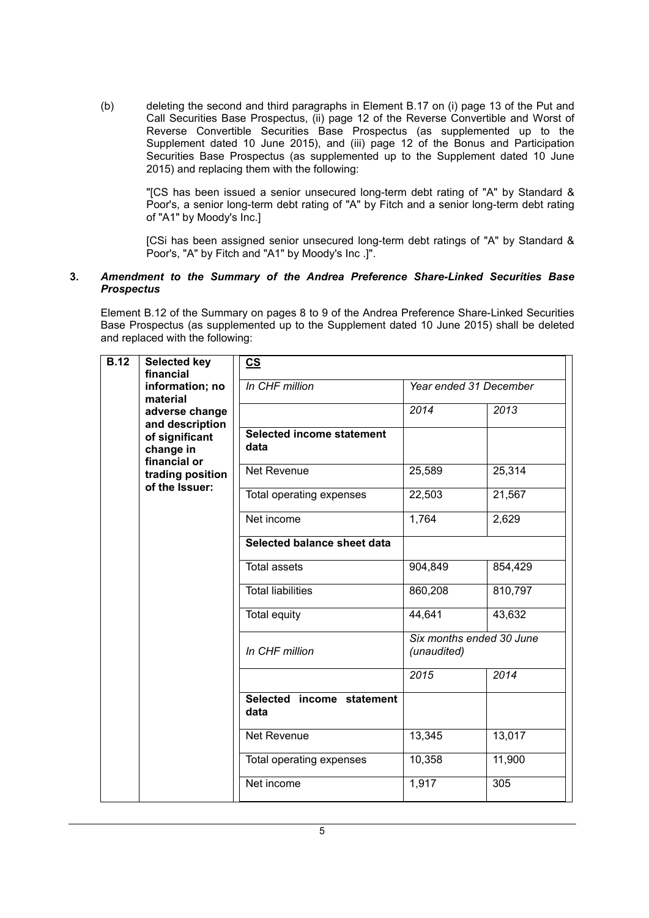(b) deleting the second and third paragraphs in Element B.17 on (i) page 13 of the Put and Call Securities Base Prospectus, (ii) page 12 of the Reverse Convertible and Worst of Reverse Convertible Securities Base Prospectus (as supplemented up to the Supplement dated 10 June 2015), and (iii) page 12 of the Bonus and Participation Securities Base Prospectus (as supplemented up to the Supplement dated 10 June 2015) and replacing them with the following:

"[CS has been issued a senior unsecured long-term debt rating of "A" by Standard & Poor's, a senior long-term debt rating of "A" by Fitch and a senior long-term debt rating of "A1" by Moody's Inc.]

[CSi has been assigned senior unsecured long-term debt ratings of "A" by Standard & Poor's, "A" by Fitch and "A1" by Moody's Inc .]".

**3. *Amendment to the Summary of the Andrea Preference Share-Linked Securities Base Prospectus***

Element B.12 of the Summary on pages 8 to 9 of the Andrea Preference Share-Linked Securities Base Prospectus (as supplemented up to the Supplement dated 10 June 2015) shall be deleted and replaced with the following:

| B.12 | Selected key financial information; no material adverse change and description of significant change in financial or trading position of the Issuer: | **CS** | | |
|---|---|---|---|---|
| | | *In CHF million* | *Year ended 31 December* | |
| | | | *2014* | *2013* |
| | | **Selected income statement data** | | |
| | | Net Revenue | 25,589 | 25,314 |
| | | Total operating expenses | 22,503 | 21,567 |
| | | Net income | 1,764 | 2,629 |
| | | **Selected balance sheet data** | | |
| | | Total assets | 904,849 | 854,429 |
| | | Total liabilities | 860,208 | 810,797 |
| | | Total equity | 44,641 | 43,632 |
| | | *In CHF million* | *Six months ended 30 June (unaudited)* | |
| | | | *2015* | *2014* |
| | | **Selected income statement data** | | |
| | | Net Revenue | 13,345 | 13,017 |
| | | Total operating expenses | 10,358 | 11,900 |
| | | Net income | 1,917 | 305 |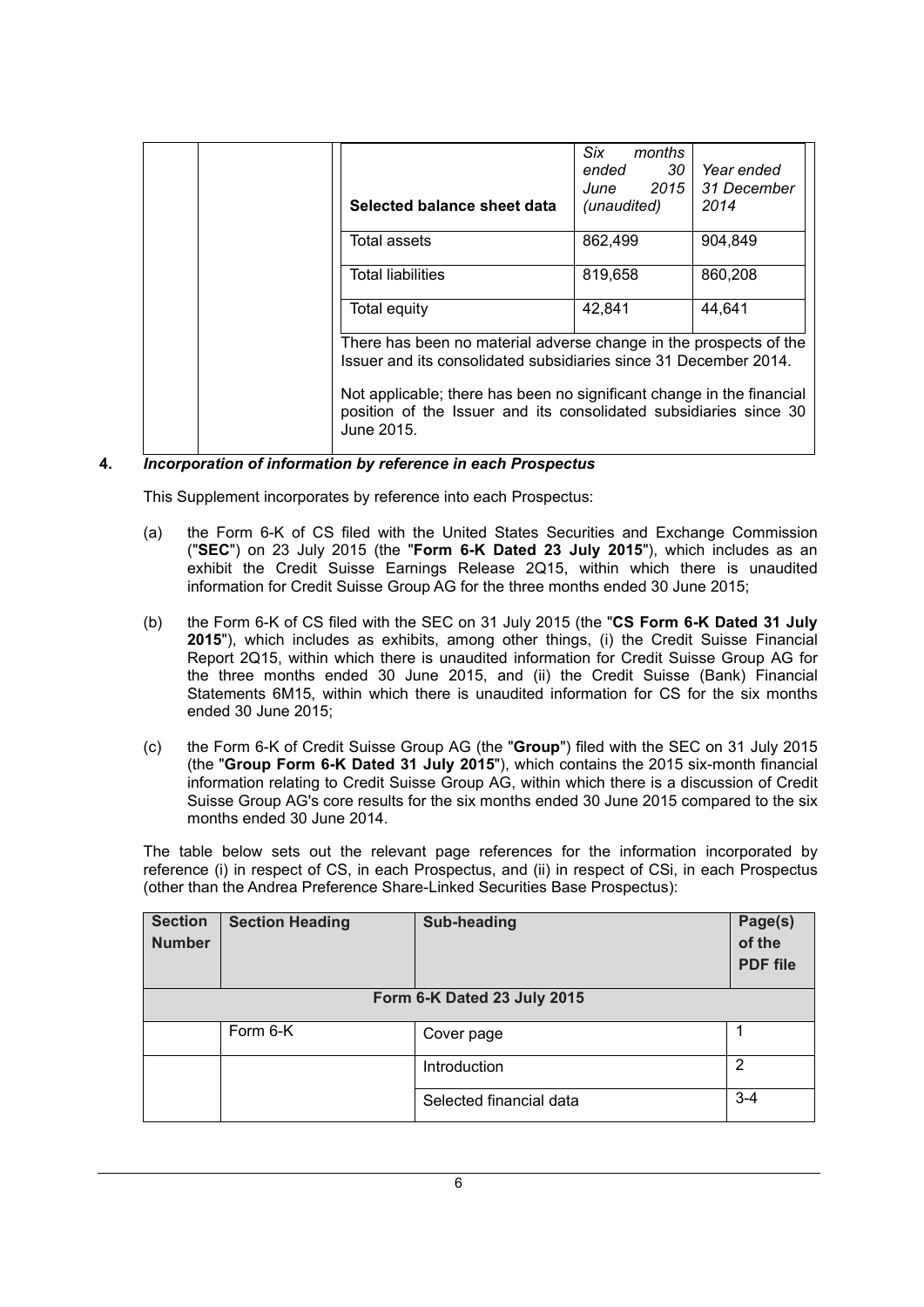| | | Selected balance sheet data | *Six months ended 30 June 2015 (unaudited)* | *Year ended 31 December 2014* |
|---|---|---|---|---|
| | | Total assets | 862,499 | 904,849 |
| | | Total liabilities | 819,658 | 860,208 |
| | | Total equity | 42,841 | 44,641 |
| | | There has been no material adverse change in the prospects of the Issuer and its consolidated subsidiaries since 31 December 2014.<br><br>Not applicable; there has been no significant change in the financial position of the Issuer and its consolidated subsidiaries since 30 June 2015. | | |

## 4. *Incorporation of information by reference in each Prospectus*

This Supplement incorporates by reference into each Prospectus:

(a) the Form 6-K of CS filed with the United States Securities and Exchange Commission ("**SEC**") on 23 July 2015 (the "**Form 6-K Dated 23 July 2015**"), which includes as an exhibit the Credit Suisse Earnings Release 2Q15, within which there is unaudited information for Credit Suisse Group AG for the three months ended 30 June 2015;

(b) the Form 6-K of CS filed with the SEC on 31 July 2015 (the "**CS Form 6-K Dated 31 July 2015**"), which includes as exhibits, among other things, (i) the Credit Suisse Financial Report 2Q15, within which there is unaudited information for Credit Suisse Group AG for the three months ended 30 June 2015, and (ii) the Credit Suisse (Bank) Financial Statements 6M15, within which there is unaudited information for CS for the six months ended 30 June 2015;

(c) the Form 6-K of Credit Suisse Group AG (the "**Group**") filed with the SEC on 31 July 2015 (the "**Group Form 6-K Dated 31 July 2015**"), which contains the 2015 six-month financial information relating to Credit Suisse Group AG, within which there is a discussion of Credit Suisse Group AG's core results for the six months ended 30 June 2015 compared to the six months ended 30 June 2014.

The table below sets out the relevant page references for the information incorporated by reference (i) in respect of CS, in each Prospectus, and (ii) in respect of CSi, in each Prospectus (other than the Andrea Preference Share-Linked Securities Base Prospectus):

| Section Number | Section Heading | Sub-heading | Page(s) of the PDF file |
|---|---|---|---|
| | | **Form 6-K Dated 23 July 2015** | |
| | Form 6-K | Cover page | 1 |
| | | Introduction | 2 |
| | | Selected financial data | 3-4 |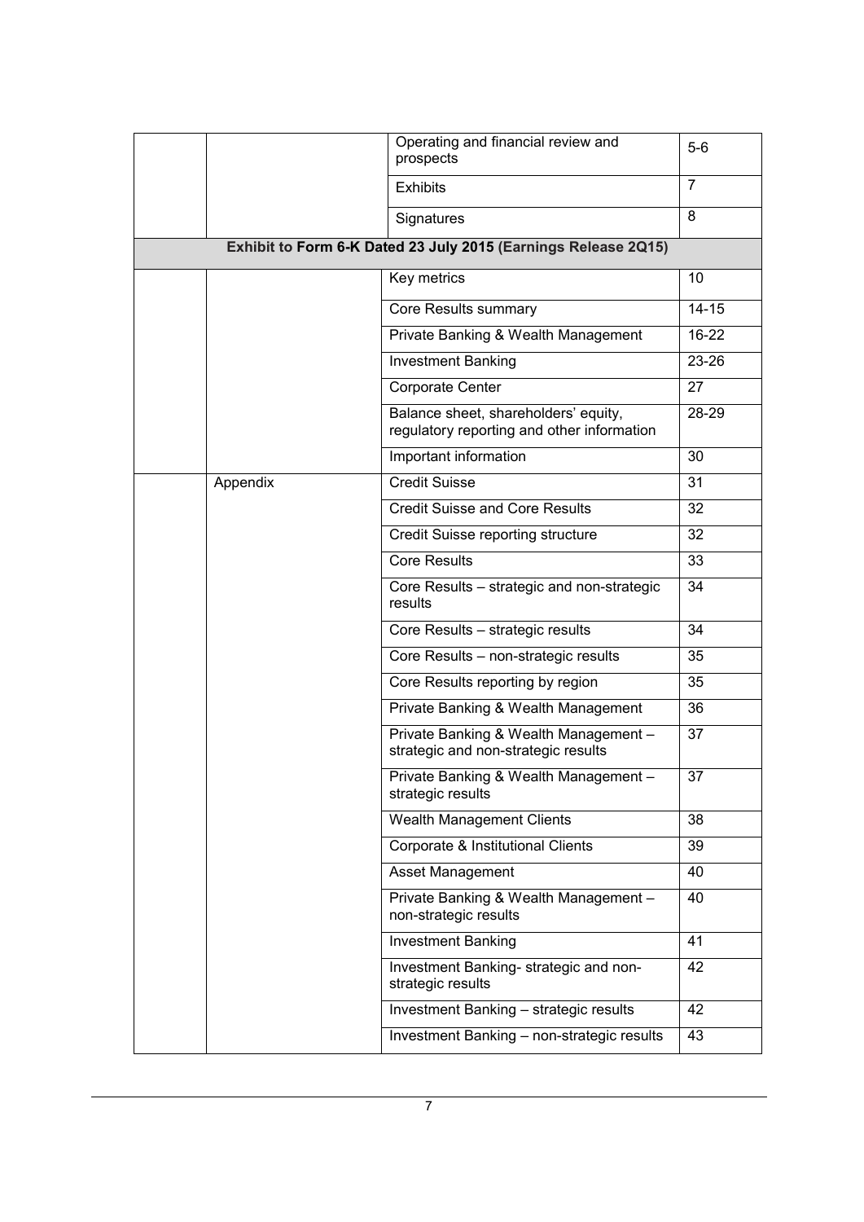| | | | |
|---|---|---|---|
| | | Operating and financial review and prospects | 5-6 |
| | | Exhibits | 7 |
| | | Signatures | 8 |
| **Exhibit to Form 6-K Dated 23 July 2015 (Earnings Release 2Q15)** | | | |
| | | Key metrics | 10 |
| | | Core Results summary | 14-15 |
| | | Private Banking & Wealth Management | 16-22 |
| | | Investment Banking | 23-26 |
| | | Corporate Center | 27 |
| | | Balance sheet, shareholders' equity, regulatory reporting and other information | 28-29 |
| | | Important information | 30 |
| | Appendix | Credit Suisse | 31 |
| | | Credit Suisse and Core Results | 32 |
| | | Credit Suisse reporting structure | 32 |
| | | Core Results | 33 |
| | | Core Results – strategic and non-strategic results | 34 |
| | | Core Results – strategic results | 34 |
| | | Core Results – non-strategic results | 35 |
| | | Core Results reporting by region | 35 |
| | | Private Banking & Wealth Management | 36 |
| | | Private Banking & Wealth Management – strategic and non-strategic results | 37 |
| | | Private Banking & Wealth Management – strategic results | 37 |
| | | Wealth Management Clients | 38 |
| | | Corporate & Institutional Clients | 39 |
| | | Asset Management | 40 |
| | | Private Banking & Wealth Management – non-strategic results | 40 |
| | | Investment Banking | 41 |
| | | Investment Banking- strategic and non-strategic results | 42 |
| | | Investment Banking – strategic results | 42 |
| | | Investment Banking – non-strategic results | 43 |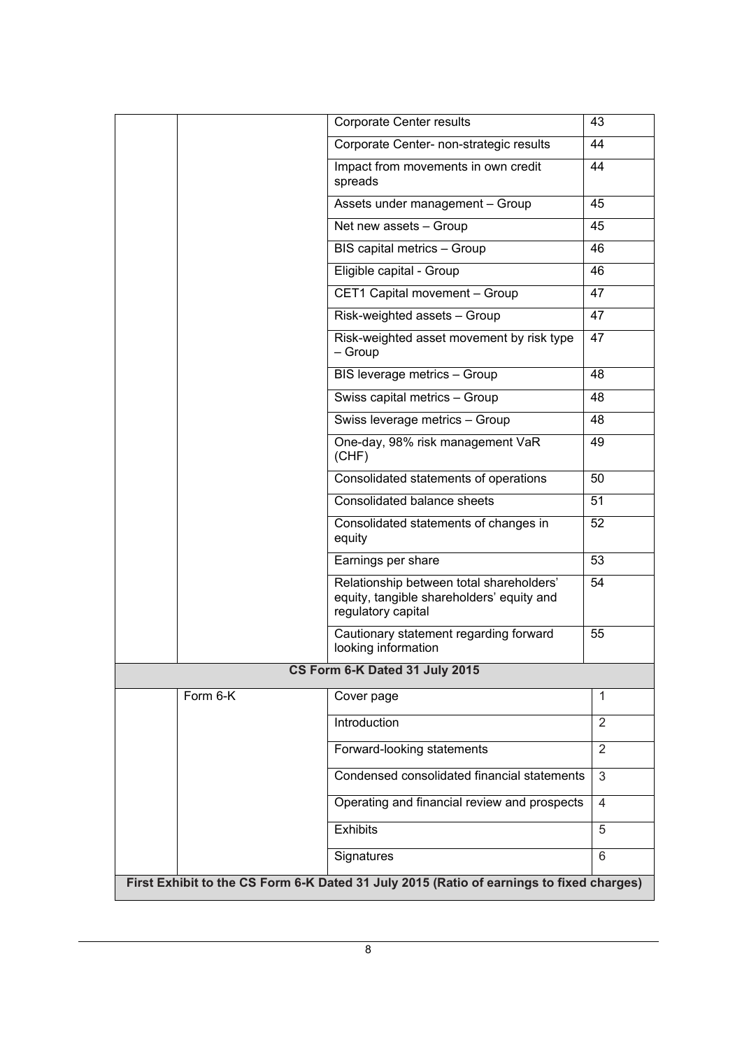| | | | |
|---|---|---|---|
| | | Corporate Center results | 43 |
| | | Corporate Center- non-strategic results | 44 |
| | | Impact from movements in own credit spreads | 44 |
| | | Assets under management – Group | 45 |
| | | Net new assets – Group | 45 |
| | | BIS capital metrics – Group | 46 |
| | | Eligible capital - Group | 46 |
| | | CET1 Capital movement – Group | 47 |
| | | Risk-weighted assets – Group | 47 |
| | | Risk-weighted asset movement by risk type – Group | 47 |
| | | BIS leverage metrics – Group | 48 |
| | | Swiss capital metrics – Group | 48 |
| | | Swiss leverage metrics – Group | 48 |
| | | One-day, 98% risk management VaR (CHF) | 49 |
| | | Consolidated statements of operations | 50 |
| | | Consolidated balance sheets | 51 |
| | | Consolidated statements of changes in equity | 52 |
| | | Earnings per share | 53 |
| | | Relationship between total shareholders' equity, tangible shareholders' equity and regulatory capital | 54 |
| | | Cautionary statement regarding forward looking information | 55 |
| **CS Form 6-K Dated 31 July 2015** | | | |
| | Form 6-K | Cover page | 1 |
| | | Introduction | 2 |
| | | Forward-looking statements | 2 |
| | | Condensed consolidated financial statements | 3 |
| | | Operating and financial review and prospects | 4 |
| | | Exhibits | 5 |
| | | Signatures | 6 |
| **First Exhibit to the CS Form 6-K Dated 31 July 2015 (Ratio of earnings to fixed charges)** | | | |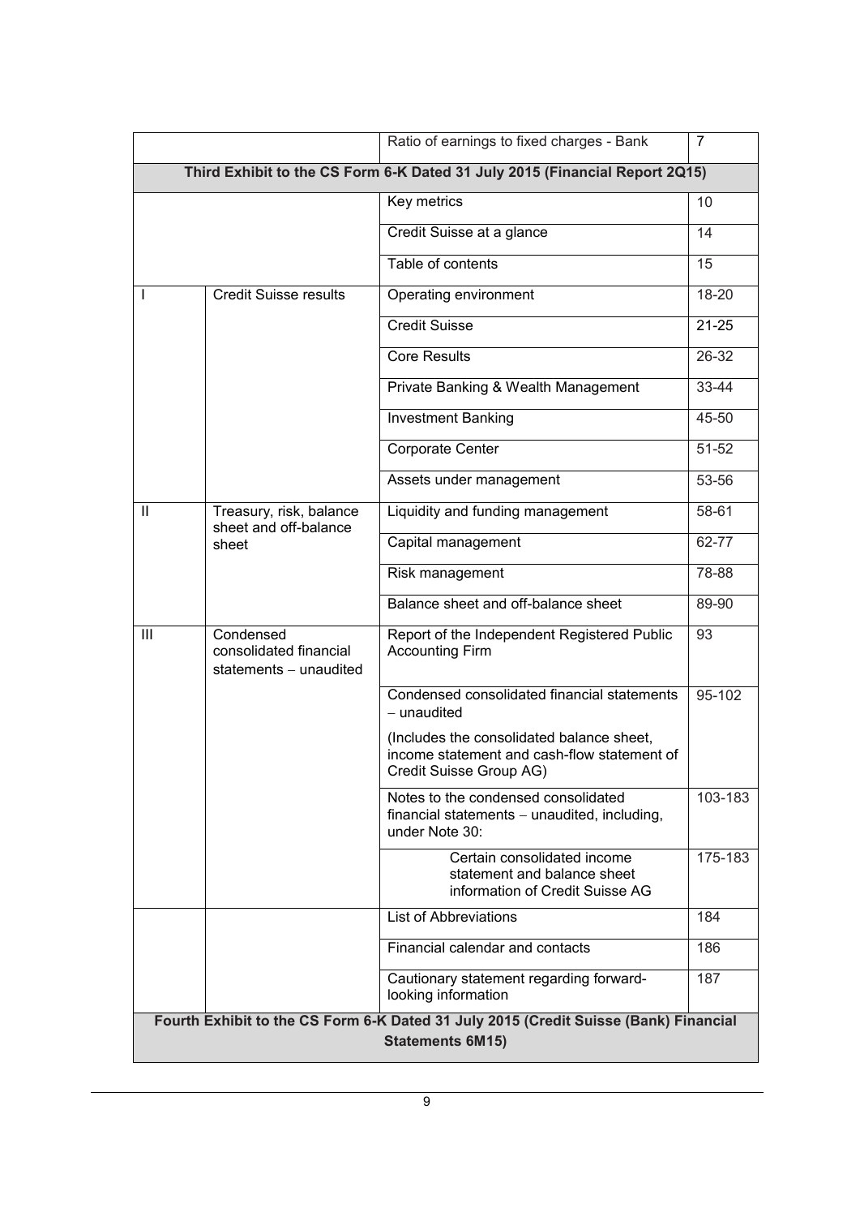| | | | |
|---|---|---|---|
| | | Ratio of earnings to fixed charges - Bank | 7 |
| **Third Exhibit to the CS Form 6-K Dated 31 July 2015 (Financial Report 2Q15)** | | | |
| | | Key metrics | 10 |
| | | Credit Suisse at a glance | 14 |
| | | Table of contents | 15 |
| I | Credit Suisse results | Operating environment | 18-20 |
| | | Credit Suisse | 21-25 |
| | | Core Results | 26-32 |
| | | Private Banking & Wealth Management | 33-44 |
| | | Investment Banking | 45-50 |
| | | Corporate Center | 51-52 |
| | | Assets under management | 53-56 |
| II | Treasury, risk, balance sheet and off-balance sheet | Liquidity and funding management | 58-61 |
| | | Capital management | 62-77 |
| | | Risk management | 78-88 |
| | | Balance sheet and off-balance sheet | 89-90 |
| III | Condensed consolidated financial statements – unaudited | Report of the Independent Registered Public Accounting Firm | 93 |
| | | Condensed consolidated financial statements – unaudited<br>(Includes the consolidated balance sheet, income statement and cash-flow statement of Credit Suisse Group AG) | 95-102 |
| | | Notes to the condensed consolidated financial statements – unaudited, including, under Note 30: | 103-183 |
| | | Certain consolidated income statement and balance sheet information of Credit Suisse AG | 175-183 |
| | | List of Abbreviations | 184 |
| | | Financial calendar and contacts | 186 |
| | | Cautionary statement regarding forward-looking information | 187 |
| **Fourth Exhibit to the CS Form 6-K Dated 31 July 2015 (Credit Suisse (Bank) Financial Statements 6M15)** | | | |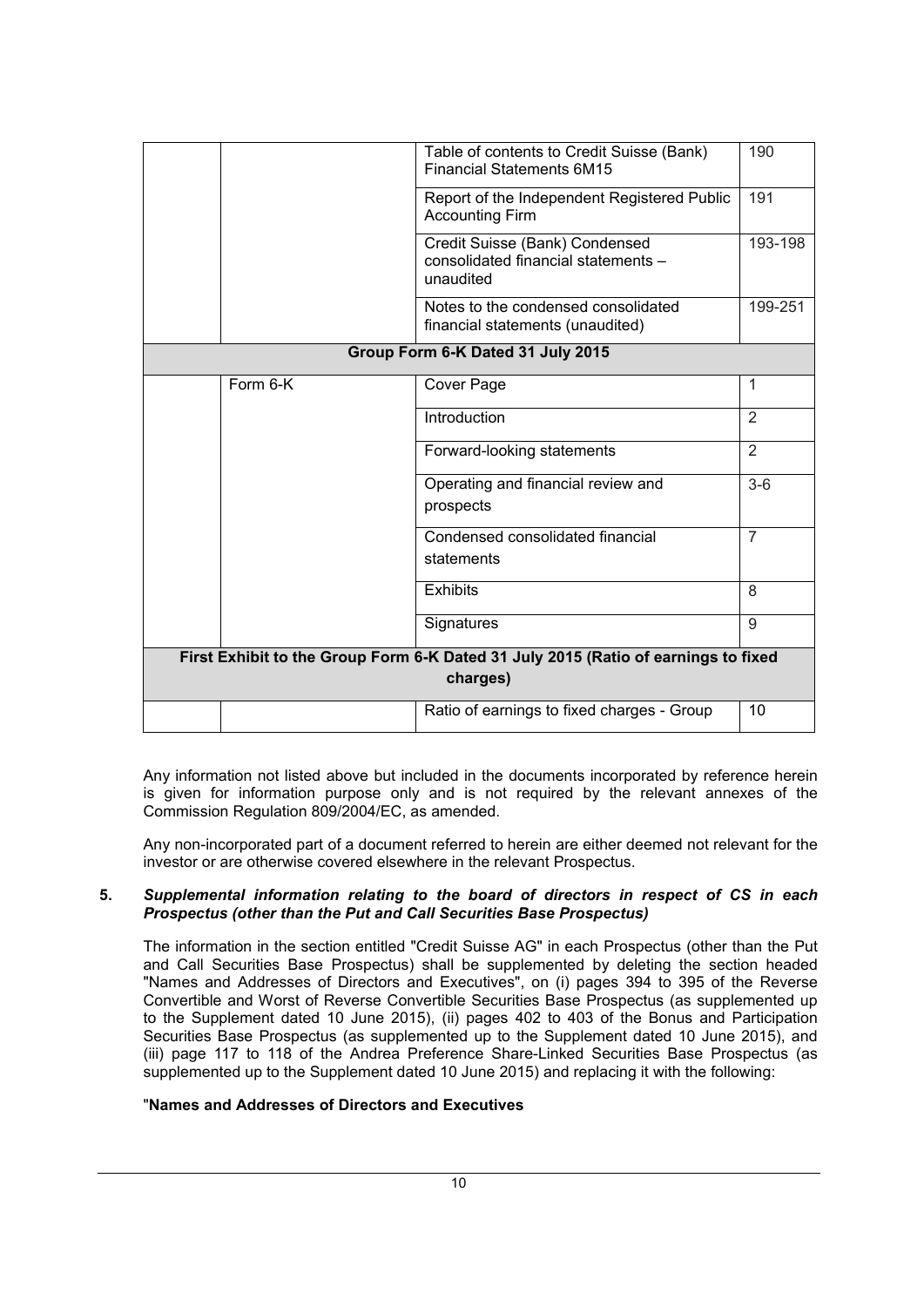| | | | |
|---|---|---|---|
| | | Table of contents to Credit Suisse (Bank) Financial Statements 6M15 | 190 |
| | | Report of the Independent Registered Public Accounting Firm | 191 |
| | | Credit Suisse (Bank) Condensed consolidated financial statements – unaudited | 193-198 |
| | | Notes to the condensed consolidated financial statements (unaudited) | 199-251 |
| **Group Form 6-K Dated 31 July 2015** | | | |
| | Form 6-K | Cover Page | 1 |
| | | Introduction | 2 |
| | | Forward-looking statements | 2 |
| | | Operating and financial review and prospects | 3-6 |
| | | Condensed consolidated financial statements | 7 |
| | | Exhibits | 8 |
| | | Signatures | 9 |
| **First Exhibit to the Group Form 6-K Dated 31 July 2015 (Ratio of earnings to fixed charges)** | | | |
| | | Ratio of earnings to fixed charges - Group | 10 |

Any information not listed above but included in the documents incorporated by reference herein is given for information purpose only and is not required by the relevant annexes of the Commission Regulation 809/2004/EC, as amended.

Any non-incorporated part of a document referred to herein are either deemed not relevant for the investor or are otherwise covered elsewhere in the relevant Prospectus.

## 5. *Supplemental information relating to the board of directors in respect of CS in each Prospectus (other than the Put and Call Securities Base Prospectus)*

The information in the section entitled "Credit Suisse AG" in each Prospectus (other than the Put and Call Securities Base Prospectus) shall be supplemented by deleting the section headed "Names and Addresses of Directors and Executives", on (i) pages 394 to 395 of the Reverse Convertible and Worst of Reverse Convertible Securities Base Prospectus (as supplemented up to the Supplement dated 10 June 2015), (ii) pages 402 to 403 of the Bonus and Participation Securities Base Prospectus (as supplemented up to the Supplement dated 10 June 2015), and (iii) page 117 to 118 of the Andrea Preference Share-Linked Securities Base Prospectus (as supplemented up to the Supplement dated 10 June 2015) and replacing it with the following:

"**Names and Addresses of Directors and Executives**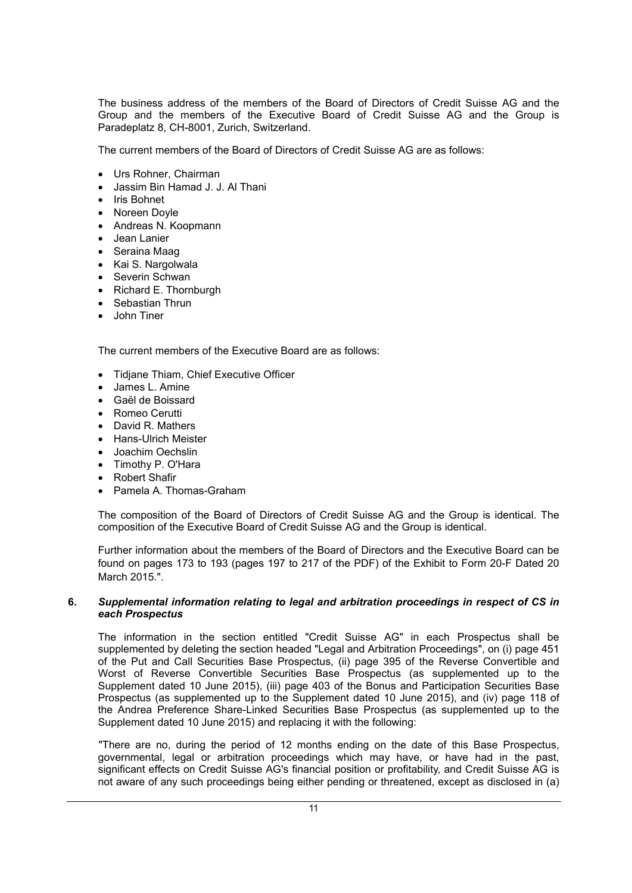The business address of the members of the Board of Directors of Credit Suisse AG and the Group and the members of the Executive Board of Credit Suisse AG and the Group is Paradeplatz 8, CH-8001, Zurich, Switzerland.

The current members of the Board of Directors of Credit Suisse AG are as follows:

- Urs Rohner, Chairman
- Jassim Bin Hamad J. J. Al Thani
- Iris Bohnet
- Noreen Doyle
- Andreas N. Koopmann
- Jean Lanier
- Seraina Maag
- Kai S. Nargolwala
- Severin Schwan
- Richard E. Thornburgh
- Sebastian Thrun
- John Tiner

The current members of the Executive Board are as follows:

- Tidjane Thiam, Chief Executive Officer
- James L. Amine
- Gaël de Boissard
- Romeo Cerutti
- David R. Mathers
- Hans-Ulrich Meister
- Joachim Oechslin
- Timothy P. O'Hara
- Robert Shafir
- Pamela A. Thomas-Graham

The composition of the Board of Directors of Credit Suisse AG and the Group is identical. The composition of the Executive Board of Credit Suisse AG and the Group is identical.

Further information about the members of the Board of Directors and the Executive Board can be found on pages 173 to 193 (pages 197 to 217 of the PDF) of the Exhibit to Form 20-F Dated 20 March 2015.".

## 6. *Supplemental information relating to legal and arbitration proceedings in respect of CS in each Prospectus*

The information in the section entitled "Credit Suisse AG" in each Prospectus shall be supplemented by deleting the section headed "Legal and Arbitration Proceedings", on (i) page 451 of the Put and Call Securities Base Prospectus, (ii) page 395 of the Reverse Convertible and Worst of Reverse Convertible Securities Base Prospectus (as supplemented up to the Supplement dated 10 June 2015), (iii) page 403 of the Bonus and Participation Securities Base Prospectus (as supplemented up to the Supplement dated 10 June 2015), and (iv) page 118 of the Andrea Preference Share-Linked Securities Base Prospectus (as supplemented up to the Supplement dated 10 June 2015) and replacing it with the following:

"There are no, during the period of 12 months ending on the date of this Base Prospectus, governmental, legal or arbitration proceedings which may have, or have had in the past, significant effects on Credit Suisse AG's financial position or profitability, and Credit Suisse AG is not aware of any such proceedings being either pending or threatened, except as disclosed in (a)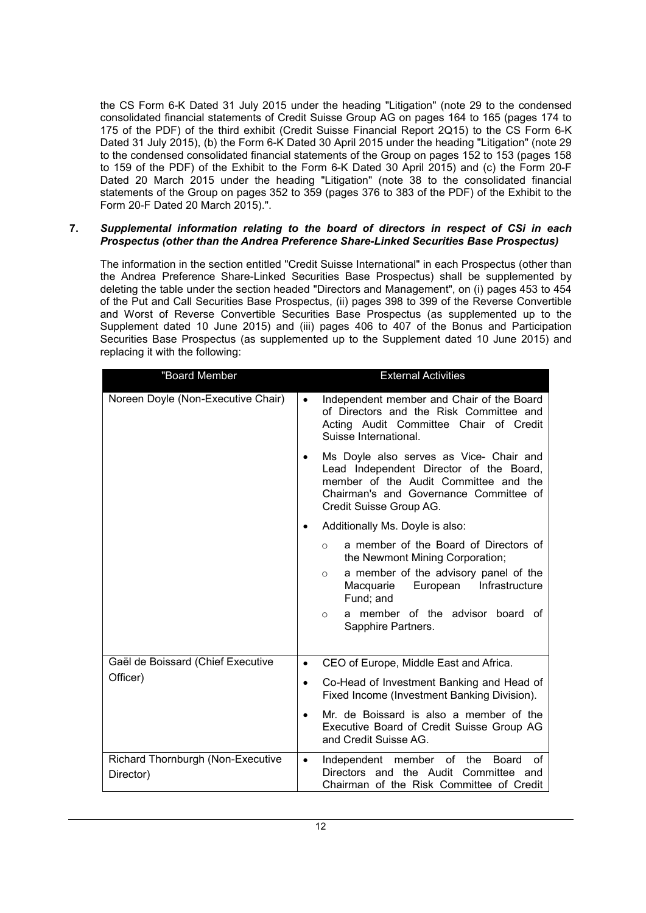the CS Form 6-K Dated 31 July 2015 under the heading "Litigation" (note 29 to the condensed consolidated financial statements of Credit Suisse Group AG on pages 164 to 165 (pages 174 to 175 of the PDF) of the third exhibit (Credit Suisse Financial Report 2Q15) to the CS Form 6-K Dated 31 July 2015), (b) the Form 6-K Dated 30 April 2015 under the heading "Litigation" (note 29 to the condensed consolidated financial statements of the Group on pages 152 to 153 (pages 158 to 159 of the PDF) of the Exhibit to the Form 6-K Dated 30 April 2015) and (c) the Form 20-F Dated 20 March 2015 under the heading "Litigation" (note 38 to the consolidated financial statements of the Group on pages 352 to 359 (pages 376 to 383 of the PDF) of the Exhibit to the Form 20-F Dated 20 March 2015).".

**7. *Supplemental information relating to the board of directors in respect of CSi in each Prospectus (other than the Andrea Preference Share-Linked Securities Base Prospectus)***

The information in the section entitled "Credit Suisse International" in each Prospectus (other than the Andrea Preference Share-Linked Securities Base Prospectus) shall be supplemented by deleting the table under the section headed "Directors and Management", on (i) pages 453 to 454 of the Put and Call Securities Base Prospectus, (ii) pages 398 to 399 of the Reverse Convertible and Worst of Reverse Convertible Securities Base Prospectus (as supplemented up to the Supplement dated 10 June 2015) and (iii) pages 406 to 407 of the Bonus and Participation Securities Base Prospectus (as supplemented up to the Supplement dated 10 June 2015) and replacing it with the following:

| "Board Member | External Activities |
|---|---|
| Noreen Doyle (Non-Executive Chair) | • Independent member and Chair of the Board of Directors and the Risk Committee and Acting Audit Committee Chair of Credit Suisse International.<br>• Ms Doyle also serves as Vice- Chair and Lead Independent Director of the Board, member of the Audit Committee and the Chairman's and Governance Committee of Credit Suisse Group AG.<br>• Additionally Ms. Doyle is also:<br>  ○ a member of the Board of Directors of the Newmont Mining Corporation;<br>  ○ a member of the advisory panel of the Macquarie European Infrastructure Fund; and<br>  ○ a member of the advisor board of Sapphire Partners. |
| Gaël de Boissard (Chief Executive Officer) | • CEO of Europe, Middle East and Africa.<br>• Co-Head of Investment Banking and Head of Fixed Income (Investment Banking Division).<br>• Mr. de Boissard is also a member of the Executive Board of Credit Suisse Group AG and Credit Suisse AG. |
| Richard Thornburgh (Non-Executive Director) | • Independent member of the Board of Directors and the Audit Committee and Chairman of the Risk Committee of Credit |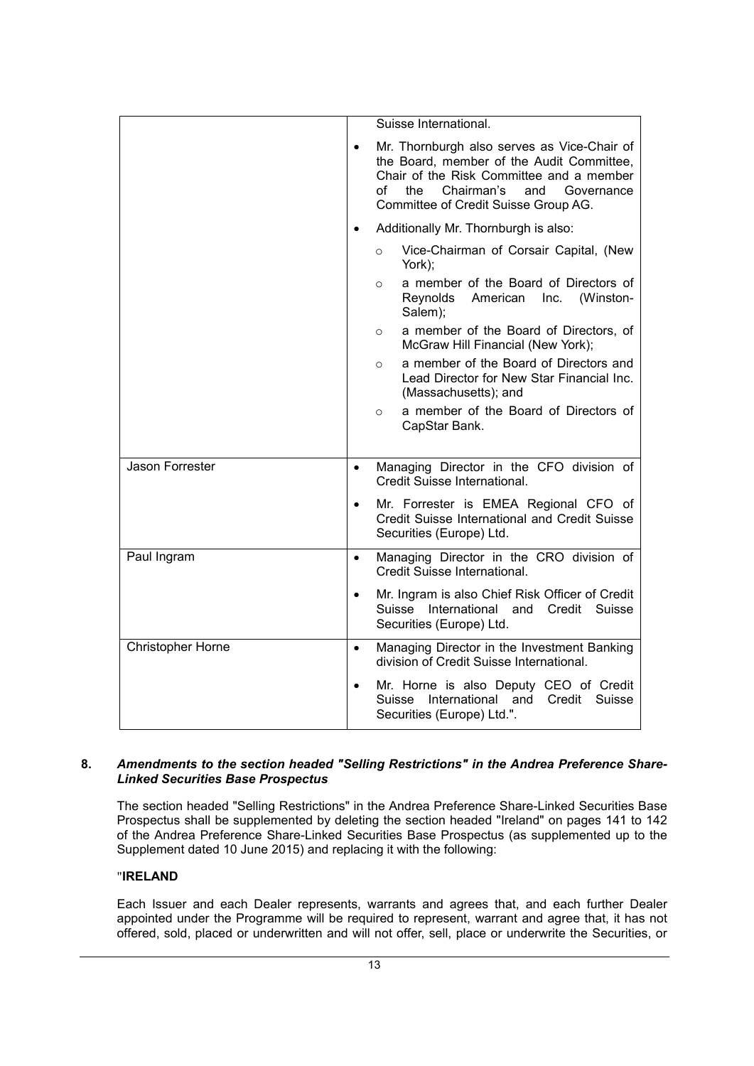| | |
|---|---|
| | Suisse International.<br>• Mr. Thornburgh also serves as Vice-Chair of the Board, member of the Audit Committee, Chair of the Risk Committee and a member of the Chairman's and Governance Committee of Credit Suisse Group AG.<br>• Additionally Mr. Thornburgh is also:<br>  ○ Vice-Chairman of Corsair Capital, (New York);<br>  ○ a member of the Board of Directors of Reynolds American Inc. (Winston-Salem);<br>  ○ a member of the Board of Directors, of McGraw Hill Financial (New York);<br>  ○ a member of the Board of Directors and Lead Director for New Star Financial Inc. (Massachusetts); and<br>  ○ a member of the Board of Directors of CapStar Bank. |
| Jason Forrester | • Managing Director in the CFO division of Credit Suisse International.<br>• Mr. Forrester is EMEA Regional CFO of Credit Suisse International and Credit Suisse Securities (Europe) Ltd. |
| Paul Ingram | • Managing Director in the CRO division of Credit Suisse International.<br>• Mr. Ingram is also Chief Risk Officer of Credit Suisse International and Credit Suisse Securities (Europe) Ltd. |
| Christopher Horne | • Managing Director in the Investment Banking division of Credit Suisse International.<br>• Mr. Horne is also Deputy CEO of Credit Suisse International and Credit Suisse Securities (Europe) Ltd.". |

## 8. *Amendments to the section headed "Selling Restrictions" in the Andrea Preference Share-Linked Securities Base Prospectus*

The section headed "Selling Restrictions" in the Andrea Preference Share-Linked Securities Base Prospectus shall be supplemented by deleting the section headed "Ireland" on pages 141 to 142 of the Andrea Preference Share-Linked Securities Base Prospectus (as supplemented up to the Supplement dated 10 June 2015) and replacing it with the following:

"**IRELAND**

Each Issuer and each Dealer represents, warrants and agrees that, and each further Dealer appointed under the Programme will be required to represent, warrant and agree that, it has not offered, sold, placed or underwritten and will not offer, sell, place or underwrite the Securities, or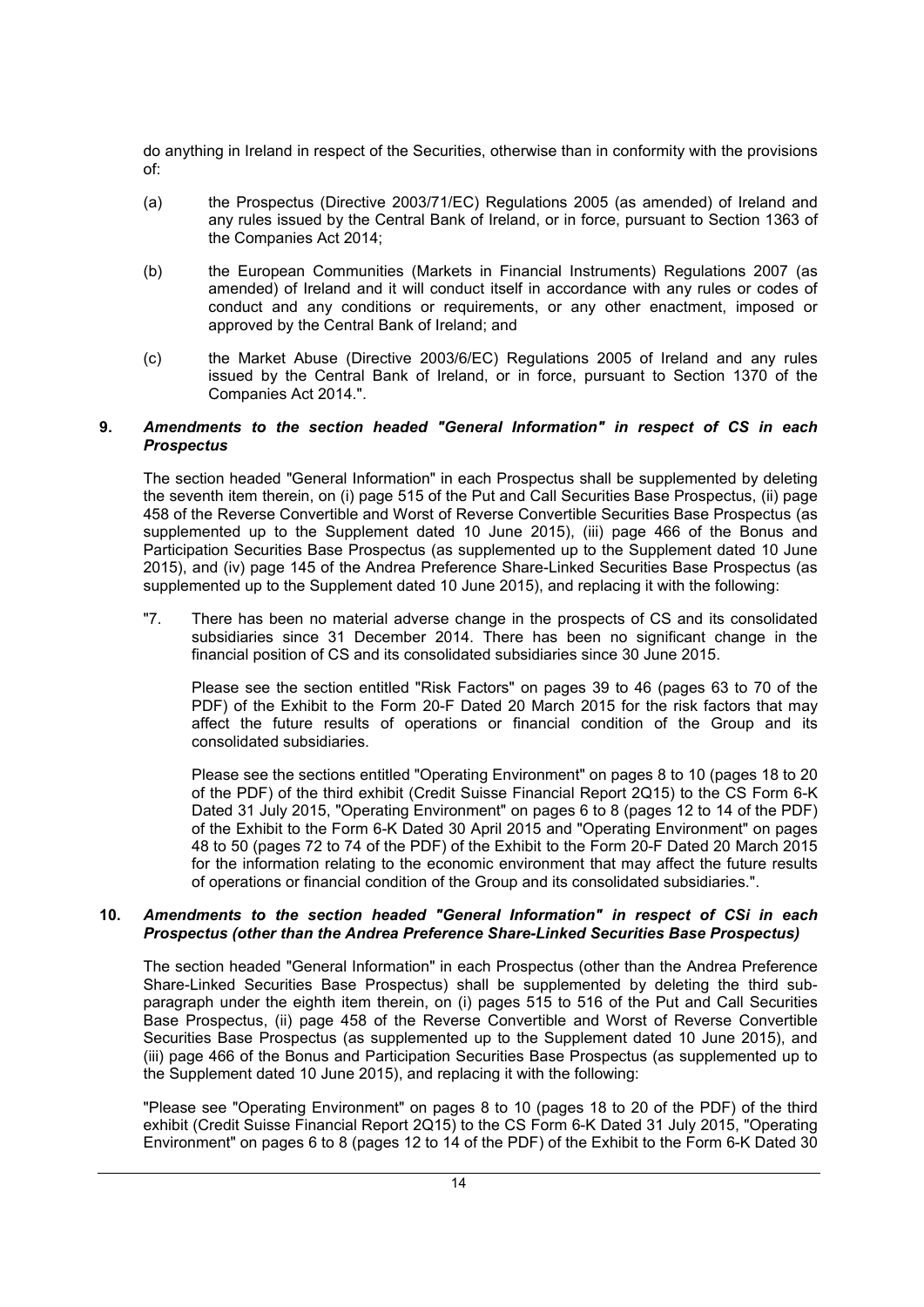do anything in Ireland in respect of the Securities, otherwise than in conformity with the provisions of:

(a) the Prospectus (Directive 2003/71/EC) Regulations 2005 (as amended) of Ireland and any rules issued by the Central Bank of Ireland, or in force, pursuant to Section 1363 of the Companies Act 2014;

(b) the European Communities (Markets in Financial Instruments) Regulations 2007 (as amended) of Ireland and it will conduct itself in accordance with any rules or codes of conduct and any conditions or requirements, or any other enactment, imposed or approved by the Central Bank of Ireland; and

(c) the Market Abuse (Directive 2003/6/EC) Regulations 2005 of Ireland and any rules issued by the Central Bank of Ireland, or in force, pursuant to Section 1370 of the Companies Act 2014.".

## 9. *Amendments to the section headed "General Information" in respect of CS in each Prospectus*

The section headed "General Information" in each Prospectus shall be supplemented by deleting the seventh item therein, on (i) page 515 of the Put and Call Securities Base Prospectus, (ii) page 458 of the Reverse Convertible and Worst of Reverse Convertible Securities Base Prospectus (as supplemented up to the Supplement dated 10 June 2015), (iii) page 466 of the Bonus and Participation Securities Base Prospectus (as supplemented up to the Supplement dated 10 June 2015), and (iv) page 145 of the Andrea Preference Share-Linked Securities Base Prospectus (as supplemented up to the Supplement dated 10 June 2015), and replacing it with the following:

"7. There has been no material adverse change in the prospects of CS and its consolidated subsidiaries since 31 December 2014. There has been no significant change in the financial position of CS and its consolidated subsidiaries since 30 June 2015.

Please see the section entitled "Risk Factors" on pages 39 to 46 (pages 63 to 70 of the PDF) of the Exhibit to the Form 20-F Dated 20 March 2015 for the risk factors that may affect the future results of operations or financial condition of the Group and its consolidated subsidiaries.

Please see the sections entitled "Operating Environment" on pages 8 to 10 (pages 18 to 20 of the PDF) of the third exhibit (Credit Suisse Financial Report 2Q15) to the CS Form 6-K Dated 31 July 2015, "Operating Environment" on pages 6 to 8 (pages 12 to 14 of the PDF) of the Exhibit to the Form 6-K Dated 30 April 2015 and "Operating Environment" on pages 48 to 50 (pages 72 to 74 of the PDF) of the Exhibit to the Form 20-F Dated 20 March 2015 for the information relating to the economic environment that may affect the future results of operations or financial condition of the Group and its consolidated subsidiaries.".

## 10. *Amendments to the section headed "General Information" in respect of CSi in each Prospectus (other than the Andrea Preference Share-Linked Securities Base Prospectus)*

The section headed "General Information" in each Prospectus (other than the Andrea Preference Share-Linked Securities Base Prospectus) shall be supplemented by deleting the third sub-paragraph under the eighth item therein, on (i) pages 515 to 516 of the Put and Call Securities Base Prospectus, (ii) page 458 of the Reverse Convertible and Worst of Reverse Convertible Securities Base Prospectus (as supplemented up to the Supplement dated 10 June 2015), and (iii) page 466 of the Bonus and Participation Securities Base Prospectus (as supplemented up to the Supplement dated 10 June 2015), and replacing it with the following:

"Please see "Operating Environment" on pages 8 to 10 (pages 18 to 20 of the PDF) of the third exhibit (Credit Suisse Financial Report 2Q15) to the CS Form 6-K Dated 31 July 2015, "Operating Environment" on pages 6 to 8 (pages 12 to 14 of the PDF) of the Exhibit to the Form 6-K Dated 30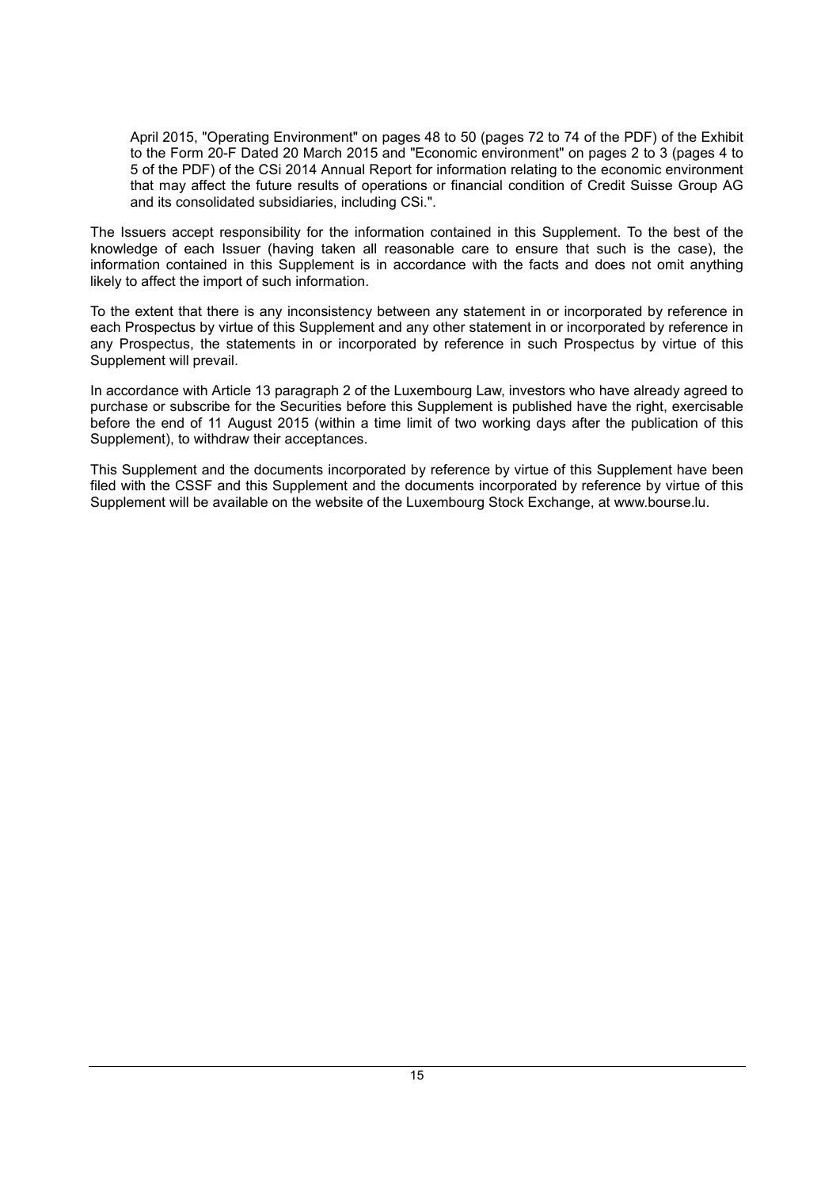April 2015, "Operating Environment" on pages 48 to 50 (pages 72 to 74 of the PDF) of the Exhibit to the Form 20-F Dated 20 March 2015 and "Economic environment" on pages 2 to 3 (pages 4 to 5 of the PDF) of the CSi 2014 Annual Report for information relating to the economic environment that may affect the future results of operations or financial condition of Credit Suisse Group AG and its consolidated subsidiaries, including CSi.".

The Issuers accept responsibility for the information contained in this Supplement. To the best of the knowledge of each Issuer (having taken all reasonable care to ensure that such is the case), the information contained in this Supplement is in accordance with the facts and does not omit anything likely to affect the import of such information.

To the extent that there is any inconsistency between any statement in or incorporated by reference in each Prospectus by virtue of this Supplement and any other statement in or incorporated by reference in any Prospectus, the statements in or incorporated by reference in such Prospectus by virtue of this Supplement will prevail.

In accordance with Article 13 paragraph 2 of the Luxembourg Law, investors who have already agreed to purchase or subscribe for the Securities before this Supplement is published have the right, exercisable before the end of 11 August 2015 (within a time limit of two working days after the publication of this Supplement), to withdraw their acceptances.

This Supplement and the documents incorporated by reference by virtue of this Supplement have been filed with the CSSF and this Supplement and the documents incorporated by reference by virtue of this Supplement will be available on the website of the Luxembourg Stock Exchange, at www.bourse.lu.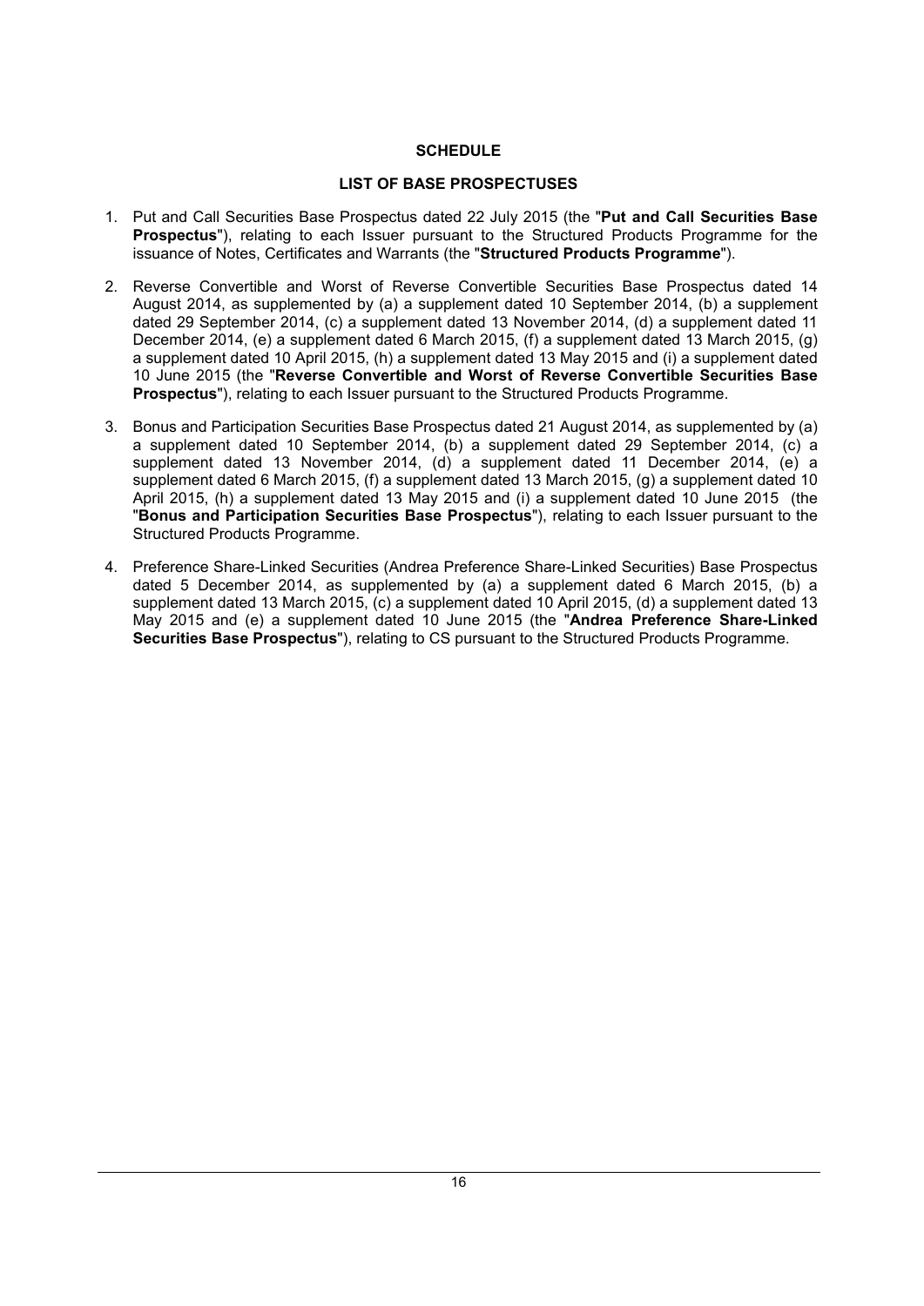**SCHEDULE**

**LIST OF BASE PROSPECTUSES**

1. Put and Call Securities Base Prospectus dated 22 July 2015 (the "**Put and Call Securities Base Prospectus**"), relating to each Issuer pursuant to the Structured Products Programme for the issuance of Notes, Certificates and Warrants (the "**Structured Products Programme**").

2. Reverse Convertible and Worst of Reverse Convertible Securities Base Prospectus dated 14 August 2014, as supplemented by (a) a supplement dated 10 September 2014, (b) a supplement dated 29 September 2014, (c) a supplement dated 13 November 2014, (d) a supplement dated 11 December 2014, (e) a supplement dated 6 March 2015, (f) a supplement dated 13 March 2015, (g) a supplement dated 10 April 2015, (h) a supplement dated 13 May 2015 and (i) a supplement dated 10 June 2015 (the "**Reverse Convertible and Worst of Reverse Convertible Securities Base Prospectus**"), relating to each Issuer pursuant to the Structured Products Programme.

3. Bonus and Participation Securities Base Prospectus dated 21 August 2014, as supplemented by (a) a supplement dated 10 September 2014, (b) a supplement dated 29 September 2014, (c) a supplement dated 13 November 2014, (d) a supplement dated 11 December 2014, (e) a supplement dated 6 March 2015, (f) a supplement dated 13 March 2015, (g) a supplement dated 10 April 2015, (h) a supplement dated 13 May 2015 and (i) a supplement dated 10 June 2015 (the "**Bonus and Participation Securities Base Prospectus**"), relating to each Issuer pursuant to the Structured Products Programme.

4. Preference Share-Linked Securities (Andrea Preference Share-Linked Securities) Base Prospectus dated 5 December 2014, as supplemented by (a) a supplement dated 6 March 2015, (b) a supplement dated 13 March 2015, (c) a supplement dated 10 April 2015, (d) a supplement dated 13 May 2015 and (e) a supplement dated 10 June 2015 (the "**Andrea Preference Share-Linked Securities Base Prospectus**"), relating to CS pursuant to the Structured Products Programme.